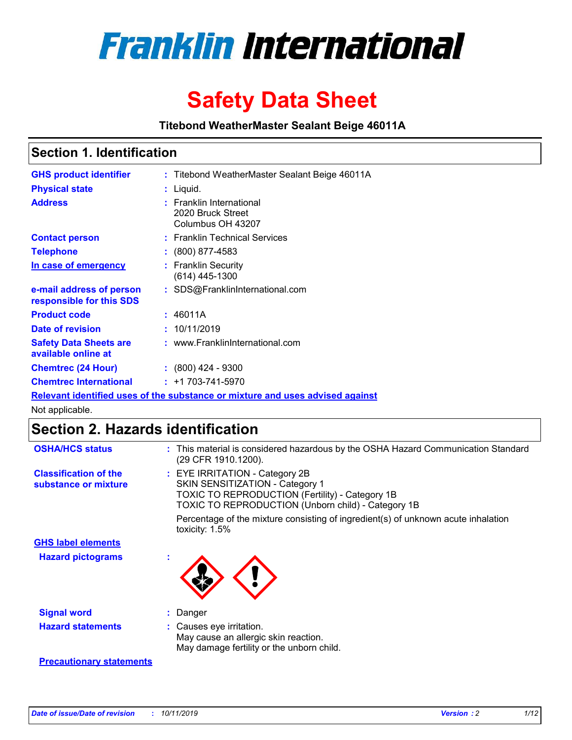# Franklin International

# Safety Data Sheet

**Titebond WeatherMaster Sealant Beige 46011A**

## Section 1. Identification

| | | |
|---|---|---|
| **GHS product identifier** | : | Titebond WeatherMaster Sealant Beige 46011A |
| **Physical state** | : | Liquid. |
| **Address** | : | Franklin International<br>2020 Bruck Street<br>Columbus OH 43207 |
| **Contact person** | : | Franklin Technical Services |
| **Telephone** | : | (800) 877-4583 |
| **In case of emergency** | : | Franklin Security<br>(614) 445-1300 |
| **e-mail address of person responsible for this SDS** | : | SDS@FranklinInternational.com |
| **Product code** | : | 46011A |
| **Date of revision** | : | 10/11/2019 |
| **Safety Data Sheets are available online at** | : | www.FranklinInternational.com |
| **Chemtrec (24 Hour)** | : | (800) 424 - 9300 |
| **Chemtrec International** | : | +1 703-741-5970 |

**Relevant identified uses of the substance or mixture and uses advised against**

Not applicable.

## Section 2. Hazards identification

| | | |
|---|---|---|
| **OSHA/HCS status** | : | This material is considered hazardous by the OSHA Hazard Communication Standard (29 CFR 1910.1200). |
| **Classification of the substance or mixture** | : | EYE IRRITATION - Category 2B<br>SKIN SENSITIZATION - Category 1<br>TOXIC TO REPRODUCTION (Fertility) - Category 1B<br>TOXIC TO REPRODUCTION (Unborn child) - Category 1B<br><br>Percentage of the mixture consisting of ingredient(s) of unknown acute inhalation toxicity: 1.5% |

**GHS label elements**

| | | |
|---|---|---|
| **Hazard pictograms** | : | |
| **Signal word** | : | Danger |
| **Hazard statements** | : | Causes eye irritation.<br>May cause an allergic skin reaction.<br>May damage fertility or the unborn child. |

**Precautionary statements**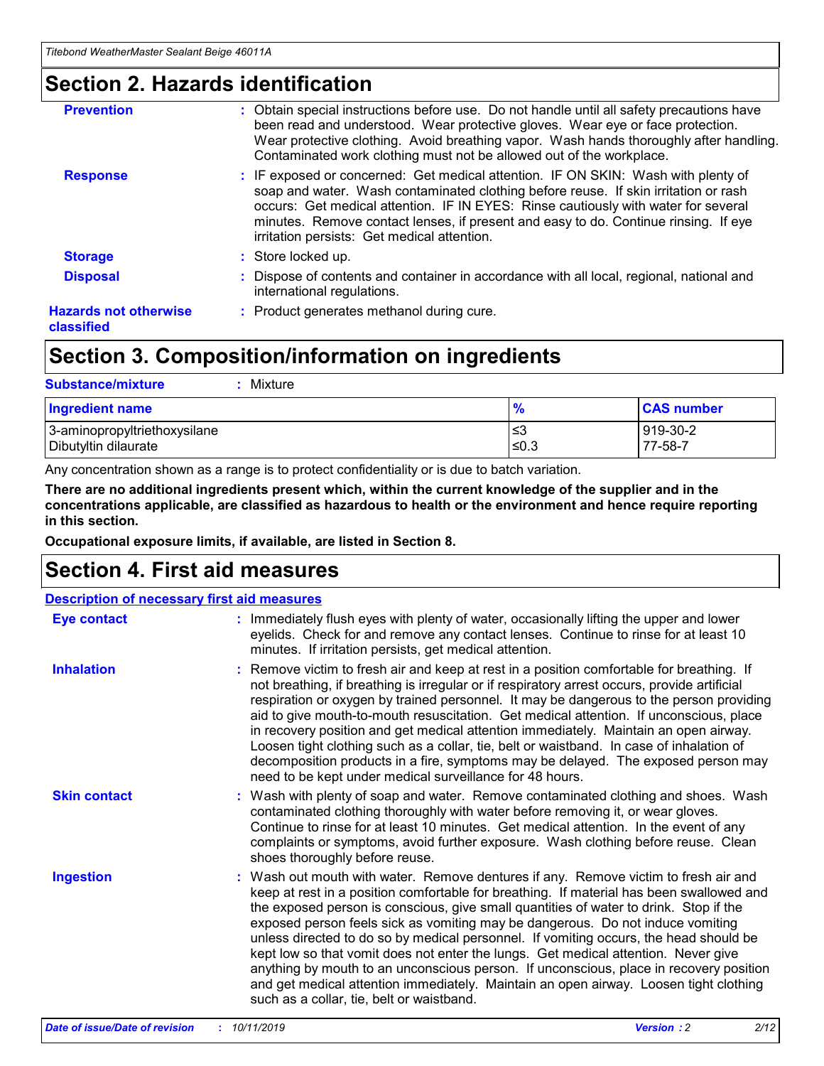## Section 2. Hazards identification

**Prevention** : Obtain special instructions before use. Do not handle until all safety precautions have been read and understood. Wear protective gloves. Wear eye or face protection. Wear protective clothing. Avoid breathing vapor. Wash hands thoroughly after handling. Contaminated work clothing must not be allowed out of the workplace.

**Response** : IF exposed or concerned: Get medical attention. IF ON SKIN: Wash with plenty of soap and water. Wash contaminated clothing before reuse. If skin irritation or rash occurs: Get medical attention. IF IN EYES: Rinse cautiously with water for several minutes. Remove contact lenses, if present and easy to do. Continue rinsing. If eye irritation persists: Get medical attention.

**Storage** : Store locked up.

**Disposal** : Dispose of contents and container in accordance with all local, regional, national and international regulations.

**Hazards not otherwise classified** : Product generates methanol during cure.

## Section 3. Composition/information on ingredients

**Substance/mixture** : Mixture

| Ingredient name | % | CAS number |
|---|---|---|
| 3-aminopropyltriethoxysilane | ≤3 | 919-30-2 |
| Dibutyltin dilaurate | ≤0.3 | 77-58-7 |

Any concentration shown as a range is to protect confidentiality or is due to batch variation.

**There are no additional ingredients present which, within the current knowledge of the supplier and in the concentrations applicable, are classified as hazardous to health or the environment and hence require reporting in this section.**

**Occupational exposure limits, if available, are listed in Section 8.**

## Section 4. First aid measures

**Description of necessary first aid measures**

**Eye contact** : Immediately flush eyes with plenty of water, occasionally lifting the upper and lower eyelids. Check for and remove any contact lenses. Continue to rinse for at least 10 minutes. If irritation persists, get medical attention.

**Inhalation** : Remove victim to fresh air and keep at rest in a position comfortable for breathing. If not breathing, if breathing is irregular or if respiratory arrest occurs, provide artificial respiration or oxygen by trained personnel. It may be dangerous to the person providing aid to give mouth-to-mouth resuscitation. Get medical attention. If unconscious, place in recovery position and get medical attention immediately. Maintain an open airway. Loosen tight clothing such as a collar, tie, belt or waistband. In case of inhalation of decomposition products in a fire, symptoms may be delayed. The exposed person may need to be kept under medical surveillance for 48 hours.

**Skin contact** : Wash with plenty of soap and water. Remove contaminated clothing and shoes. Wash contaminated clothing thoroughly with water before removing it, or wear gloves. Continue to rinse for at least 10 minutes. Get medical attention. In the event of any complaints or symptoms, avoid further exposure. Wash clothing before reuse. Clean shoes thoroughly before reuse.

**Ingestion** : Wash out mouth with water. Remove dentures if any. Remove victim to fresh air and keep at rest in a position comfortable for breathing. If material has been swallowed and the exposed person is conscious, give small quantities of water to drink. Stop if the exposed person feels sick as vomiting may be dangerous. Do not induce vomiting unless directed to do so by medical personnel. If vomiting occurs, the head should be kept low so that vomit does not enter the lungs. Get medical attention. Never give anything by mouth to an unconscious person. If unconscious, place in recovery position and get medical attention immediately. Maintain an open airway. Loosen tight clothing such as a collar, tie, belt or waistband.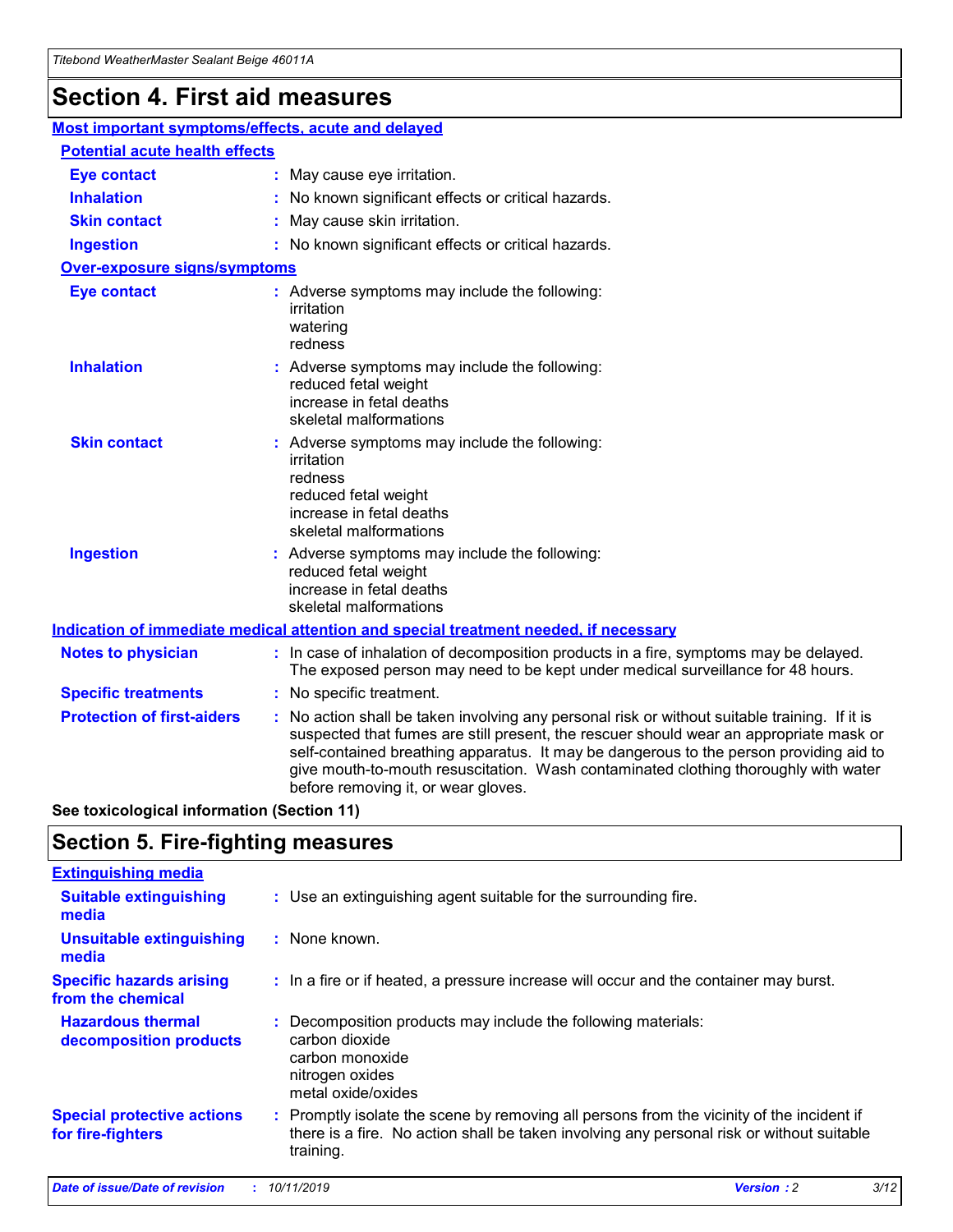# Section 4. First aid measures

## Most important symptoms/effects, acute and delayed

### Potential acute health effects

| | |
|---|---|
| **Eye contact** | : May cause eye irritation. |
| **Inhalation** | : No known significant effects or critical hazards. |
| **Skin contact** | : May cause skin irritation. |
| **Ingestion** | : No known significant effects or critical hazards. |

### Over-exposure signs/symptoms

| | |
|---|---|
| **Eye contact** | : Adverse symptoms may include the following: irritation watering redness |
| **Inhalation** | : Adverse symptoms may include the following: reduced fetal weight increase in fetal deaths skeletal malformations |
| **Skin contact** | : Adverse symptoms may include the following: irritation redness reduced fetal weight increase in fetal deaths skeletal malformations |
| **Ingestion** | : Adverse symptoms may include the following: reduced fetal weight increase in fetal deaths skeletal malformations |

## Indication of immediate medical attention and special treatment needed, if necessary

| | |
|---|---|
| **Notes to physician** | : In case of inhalation of decomposition products in a fire, symptoms may be delayed. The exposed person may need to be kept under medical surveillance for 48 hours. |
| **Specific treatments** | : No specific treatment. |
| **Protection of first-aiders** | : No action shall be taken involving any personal risk or without suitable training. If it is suspected that fumes are still present, the rescuer should wear an appropriate mask or self-contained breathing apparatus. It may be dangerous to the person providing aid to give mouth-to-mouth resuscitation. Wash contaminated clothing thoroughly with water before removing it, or wear gloves. |

**See toxicological information (Section 11)**

# Section 5. Fire-fighting measures

## Extinguishing media

| | |
|---|---|
| **Suitable extinguishing media** | : Use an extinguishing agent suitable for the surrounding fire. |
| **Unsuitable extinguishing media** | : None known. |
| **Specific hazards arising from the chemical** | : In a fire or if heated, a pressure increase will occur and the container may burst. |
| **Hazardous thermal decomposition products** | : Decomposition products may include the following materials: carbon dioxide carbon monoxide nitrogen oxides metal oxide/oxides |
| **Special protective actions for fire-fighters** | : Promptly isolate the scene by removing all persons from the vicinity of the incident if there is a fire. No action shall be taken involving any personal risk or without suitable training. |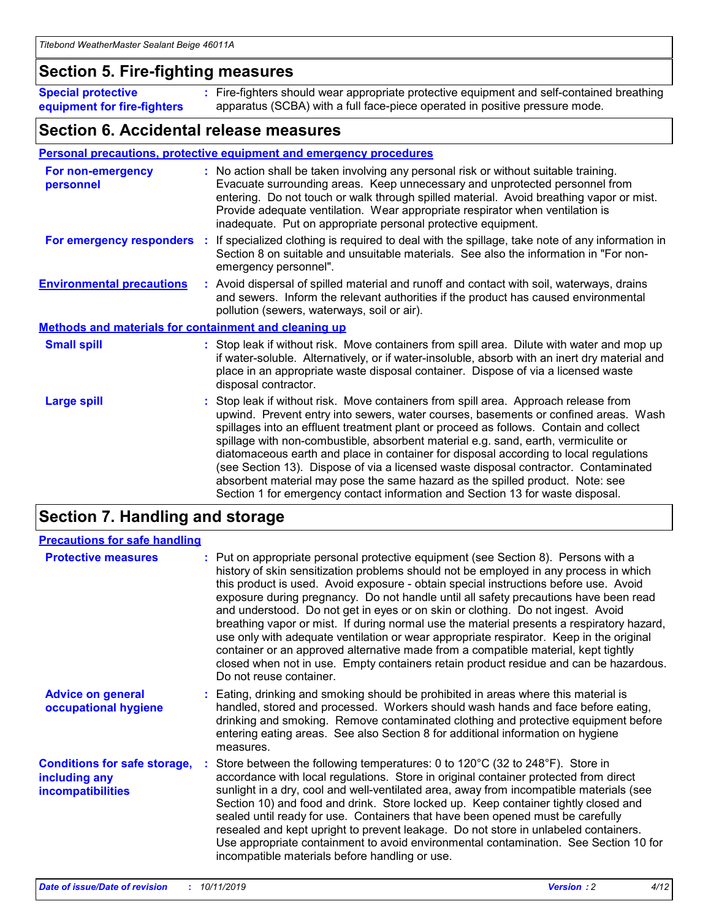## Section 5. Fire-fighting measures

**Special protective equipment for fire-fighters** : Fire-fighters should wear appropriate protective equipment and self-contained breathing apparatus (SCBA) with a full face-piece operated in positive pressure mode.

## Section 6. Accidental release measures

### Personal precautions, protective equipment and emergency procedures

**For non-emergency personnel** : No action shall be taken involving any personal risk or without suitable training. Evacuate surrounding areas. Keep unnecessary and unprotected personnel from entering. Do not touch or walk through spilled material. Avoid breathing vapor or mist. Provide adequate ventilation. Wear appropriate respirator when ventilation is inadequate. Put on appropriate personal protective equipment.

**For emergency responders** : If specialized clothing is required to deal with the spillage, take note of any information in Section 8 on suitable and unsuitable materials. See also the information in "For non-emergency personnel".

**Environmental precautions** : Avoid dispersal of spilled material and runoff and contact with soil, waterways, drains and sewers. Inform the relevant authorities if the product has caused environmental pollution (sewers, waterways, soil or air).

### Methods and materials for containment and cleaning up

**Small spill** : Stop leak if without risk. Move containers from spill area. Dilute with water and mop up if water-soluble. Alternatively, or if water-insoluble, absorb with an inert dry material and place in an appropriate waste disposal container. Dispose of via a licensed waste disposal contractor.

**Large spill** : Stop leak if without risk. Move containers from spill area. Approach release from upwind. Prevent entry into sewers, water courses, basements or confined areas. Wash spillages into an effluent treatment plant or proceed as follows. Contain and collect spillage with non-combustible, absorbent material e.g. sand, earth, vermiculite or diatomaceous earth and place in container for disposal according to local regulations (see Section 13). Dispose of via a licensed waste disposal contractor. Contaminated absorbent material may pose the same hazard as the spilled product. Note: see Section 1 for emergency contact information and Section 13 for waste disposal.

## Section 7. Handling and storage

### Precautions for safe handling

**Protective measures** : Put on appropriate personal protective equipment (see Section 8). Persons with a history of skin sensitization problems should not be employed in any process in which this product is used. Avoid exposure - obtain special instructions before use. Avoid exposure during pregnancy. Do not handle until all safety precautions have been read and understood. Do not get in eyes or on skin or clothing. Do not ingest. Avoid breathing vapor or mist. If during normal use the material presents a respiratory hazard, use only with adequate ventilation or wear appropriate respirator. Keep in the original container or an approved alternative made from a compatible material, kept tightly closed when not in use. Empty containers retain product residue and can be hazardous. Do not reuse container.

**Advice on general occupational hygiene** : Eating, drinking and smoking should be prohibited in areas where this material is handled, stored and processed. Workers should wash hands and face before eating, drinking and smoking. Remove contaminated clothing and protective equipment before entering eating areas. See also Section 8 for additional information on hygiene measures.

**Conditions for safe storage, including any incompatibilities** : Store between the following temperatures: 0 to 120°C (32 to 248°F). Store in accordance with local regulations. Store in original container protected from direct sunlight in a dry, cool and well-ventilated area, away from incompatible materials (see Section 10) and food and drink. Store locked up. Keep container tightly closed and sealed until ready for use. Containers that have been opened must be carefully resealed and kept upright to prevent leakage. Do not store in unlabeled containers. Use appropriate containment to avoid environmental contamination. See Section 10 for incompatible materials before handling or use.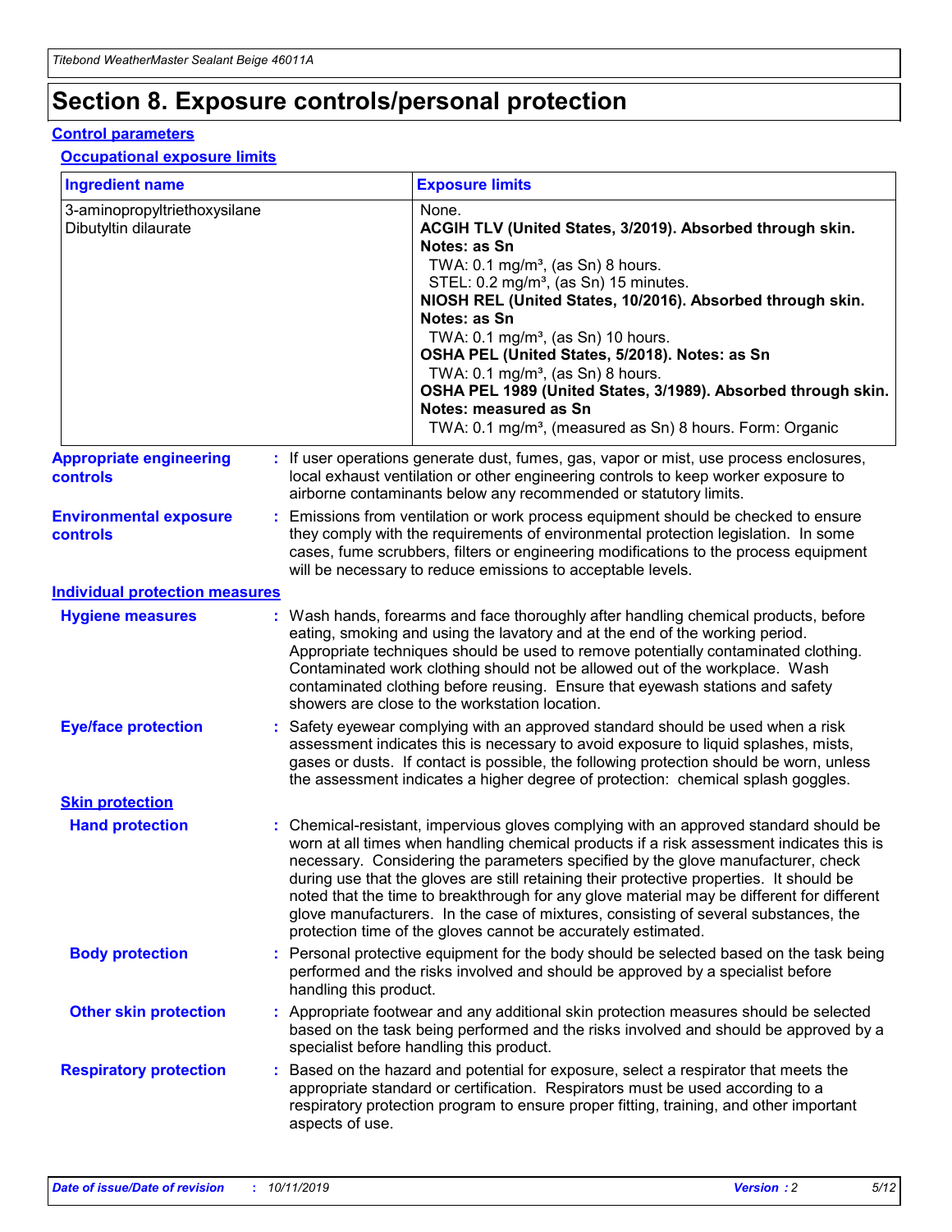# Section 8. Exposure controls/personal protection

## Control parameters

### Occupational exposure limits

| Ingredient name | Exposure limits |
| --- | --- |
| 3-aminopropyltriethoxysilane<br>Dibutyltin dilaurate | None.<br>**ACGIH TLV (United States, 3/2019). Absorbed through skin. Notes: as Sn**<br>TWA: 0.1 mg/m³, (as Sn) 8 hours.<br>STEL: 0.2 mg/m³, (as Sn) 15 minutes.<br>**NIOSH REL (United States, 10/2016). Absorbed through skin. Notes: as Sn**<br>TWA: 0.1 mg/m³, (as Sn) 10 hours.<br>**OSHA PEL (United States, 5/2018). Notes: as Sn**<br>TWA: 0.1 mg/m³, (as Sn) 8 hours.<br>**OSHA PEL 1989 (United States, 3/1989). Absorbed through skin. Notes: measured as Sn**<br>TWA: 0.1 mg/m³, (measured as Sn) 8 hours. Form: Organic |

**Appropriate engineering controls** : If user operations generate dust, fumes, gas, vapor or mist, use process enclosures, local exhaust ventilation or other engineering controls to keep worker exposure to airborne contaminants below any recommended or statutory limits.

**Environmental exposure controls** : Emissions from ventilation or work process equipment should be checked to ensure they comply with the requirements of environmental protection legislation. In some cases, fume scrubbers, filters or engineering modifications to the process equipment will be necessary to reduce emissions to acceptable levels.

## Individual protection measures

**Hygiene measures** : Wash hands, forearms and face thoroughly after handling chemical products, before eating, smoking and using the lavatory and at the end of the working period. Appropriate techniques should be used to remove potentially contaminated clothing. Contaminated work clothing should not be allowed out of the workplace. Wash contaminated clothing before reusing. Ensure that eyewash stations and safety showers are close to the workstation location.

**Eye/face protection** : Safety eyewear complying with an approved standard should be used when a risk assessment indicates this is necessary to avoid exposure to liquid splashes, mists, gases or dusts. If contact is possible, the following protection should be worn, unless the assessment indicates a higher degree of protection: chemical splash goggles.

### Skin protection

**Hand protection** : Chemical-resistant, impervious gloves complying with an approved standard should be worn at all times when handling chemical products if a risk assessment indicates this is necessary. Considering the parameters specified by the glove manufacturer, check during use that the gloves are still retaining their protective properties. It should be noted that the time to breakthrough for any glove material may be different for different glove manufacturers. In the case of mixtures, consisting of several substances, the protection time of the gloves cannot be accurately estimated.

**Body protection** : Personal protective equipment for the body should be selected based on the task being performed and the risks involved and should be approved by a specialist before handling this product.

**Other skin protection** : Appropriate footwear and any additional skin protection measures should be selected based on the task being performed and the risks involved and should be approved by a specialist before handling this product.

**Respiratory protection** : Based on the hazard and potential for exposure, select a respirator that meets the appropriate standard or certification. Respirators must be used according to a respiratory protection program to ensure proper fitting, training, and other important aspects of use.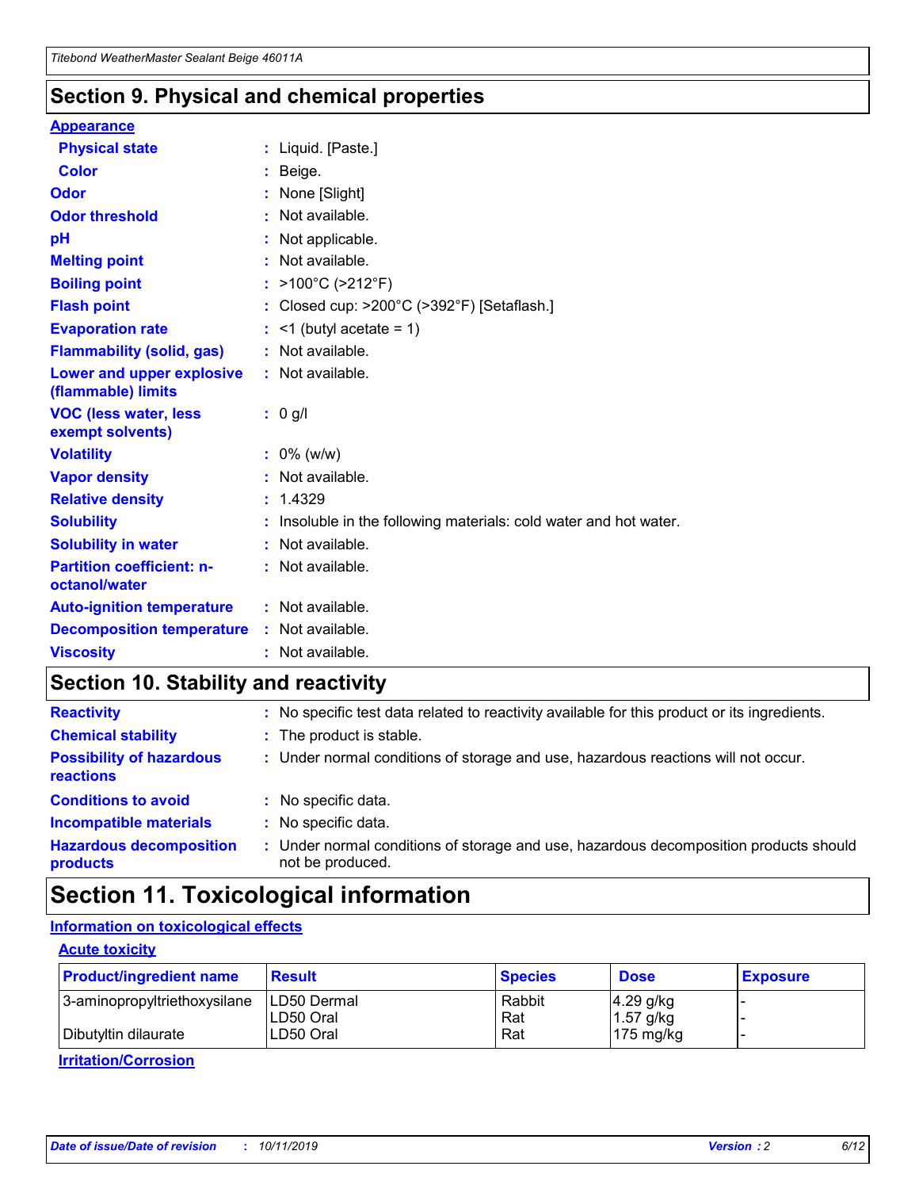## Section 9. Physical and chemical properties

**Appearance**

| | | |
|---|---|---|
| **Physical state** | : | Liquid. [Paste.] |
| **Color** | : | Beige. |
| **Odor** | : | None [Slight] |
| **Odor threshold** | : | Not available. |
| **pH** | : | Not applicable. |
| **Melting point** | : | Not available. |
| **Boiling point** | : | >100°C (>212°F) |
| **Flash point** | : | Closed cup: >200°C (>392°F) [Setaflash.] |
| **Evaporation rate** | : | <1 (butyl acetate = 1) |
| **Flammability (solid, gas)** | : | Not available. |
| **Lower and upper explosive (flammable) limits** | : | Not available. |
| **VOC (less water, less exempt solvents)** | : | 0 g/l |
| **Volatility** | : | 0% (w/w) |
| **Vapor density** | : | Not available. |
| **Relative density** | : | 1.4329 |
| **Solubility** | : | Insoluble in the following materials: cold water and hot water. |
| **Solubility in water** | : | Not available. |
| **Partition coefficient: n-octanol/water** | : | Not available. |
| **Auto-ignition temperature** | : | Not available. |
| **Decomposition temperature** | : | Not available. |
| **Viscosity** | : | Not available. |

## Section 10. Stability and reactivity

| | | |
|---|---|---|
| **Reactivity** | : | No specific test data related to reactivity available for this product or its ingredients. |
| **Chemical stability** | : | The product is stable. |
| **Possibility of hazardous reactions** | : | Under normal conditions of storage and use, hazardous reactions will not occur. |
| **Conditions to avoid** | : | No specific data. |
| **Incompatible materials** | : | No specific data. |
| **Hazardous decomposition products** | : | Under normal conditions of storage and use, hazardous decomposition products should not be produced. |

## Section 11. Toxicological information

**Information on toxicological effects**

**Acute toxicity**

| Product/ingredient name | Result | Species | Dose | Exposure |
|---|---|---|---|---|
| 3-aminopropyltriethoxysilane | LD50 Dermal | Rabbit | 4.29 g/kg | - |
| | LD50 Oral | Rat | 1.57 g/kg | - |
| Dibutyltin dilaurate | LD50 Oral | Rat | 175 mg/kg | - |

**Irritation/Corrosion**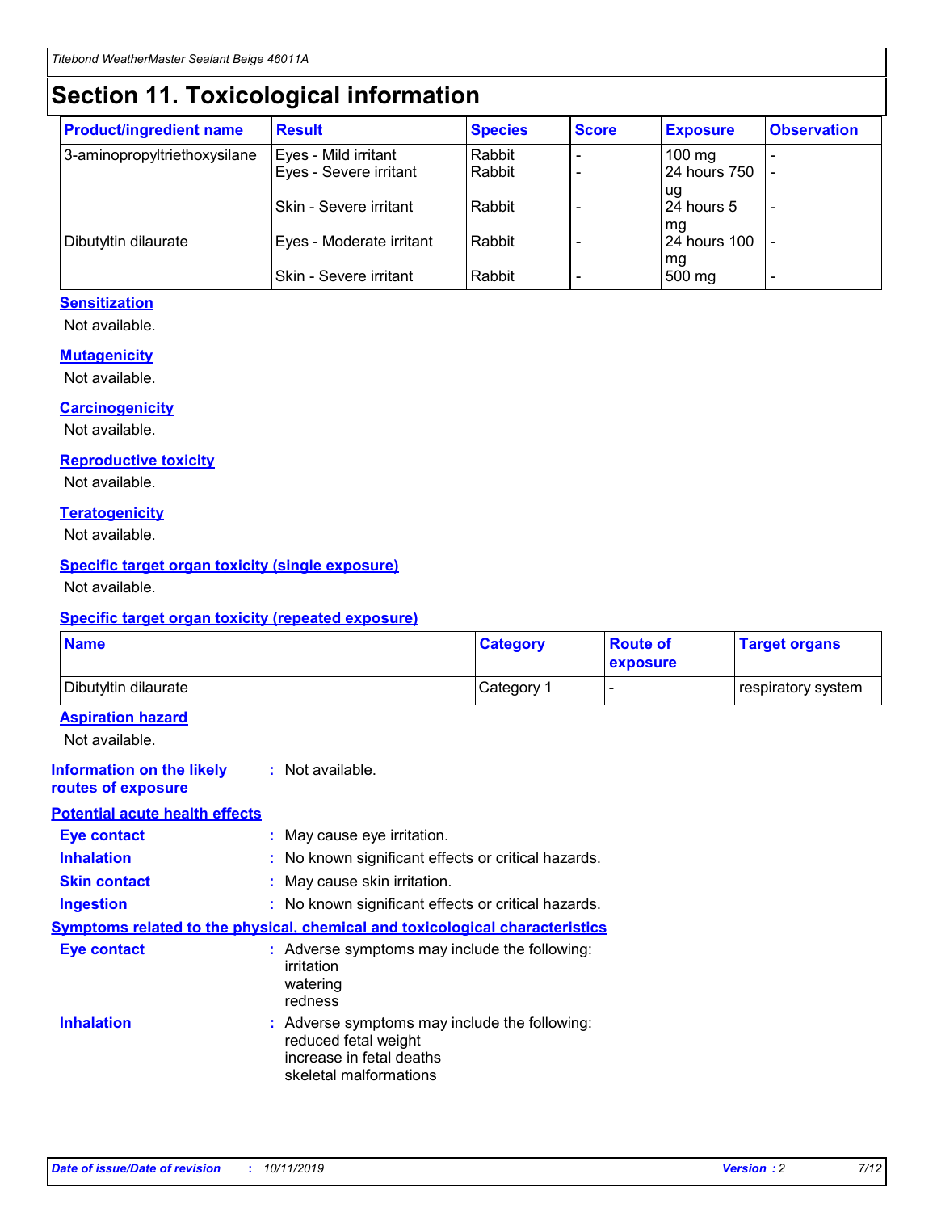# Section 11. Toxicological information

| Product/ingredient name | Result | Species | Score | Exposure | Observation |
|---|---|---|---|---|---|
| 3-aminopropyltriethoxysilane | Eyes - Mild irritant | Rabbit | - | 100 mg | - |
| | Eyes - Severe irritant | Rabbit | - | 24 hours 750 ug | - |
| | Skin - Severe irritant | Rabbit | - | 24 hours 5 mg | - |
| Dibutyltin dilaurate | Eyes - Moderate irritant | Rabbit | - | 24 hours 100 mg | - |
| | Skin - Severe irritant | Rabbit | - | 500 mg | - |

**Sensitization**

Not available.

**Mutagenicity**

Not available.

**Carcinogenicity**

Not available.

**Reproductive toxicity**

Not available.

**Teratogenicity**

Not available.

**Specific target organ toxicity (single exposure)**

Not available.

**Specific target organ toxicity (repeated exposure)**

| Name | Category | Route of exposure | Target organs |
|---|---|---|---|
| Dibutyltin dilaurate | Category 1 | - | respiratory system |

**Aspiration hazard**

Not available.

**Information on the likely routes of exposure** : Not available.

**Potential acute health effects**

**Eye contact** : May cause eye irritation.

**Inhalation** : No known significant effects or critical hazards.

**Skin contact** : May cause skin irritation.

**Ingestion** : No known significant effects or critical hazards.

**Symptoms related to the physical, chemical and toxicological characteristics**

**Eye contact** : Adverse symptoms may include the following:
irritation
watering
redness

**Inhalation** : Adverse symptoms may include the following:
reduced fetal weight
increase in fetal deaths
skeletal malformations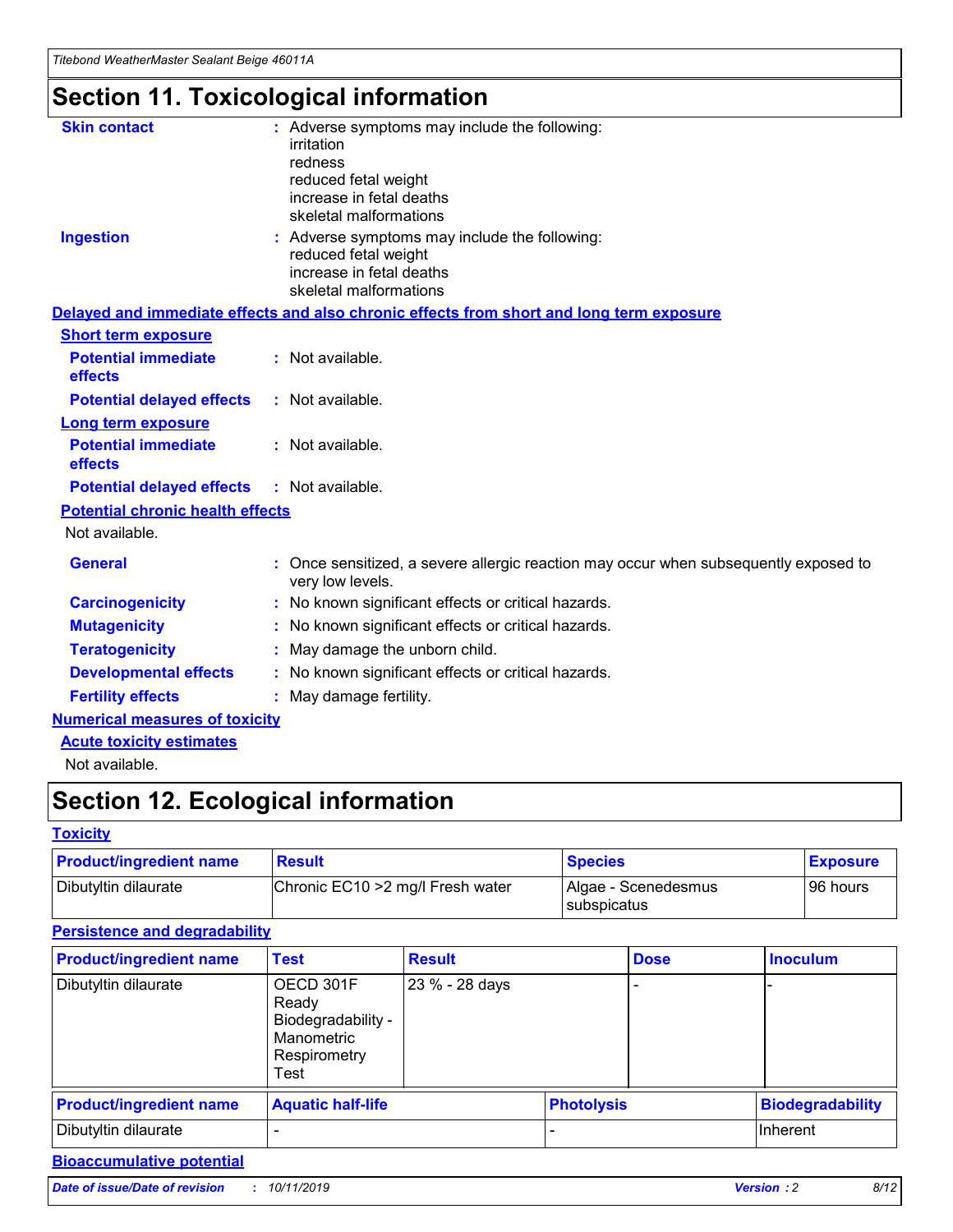# Section 11. Toxicological information

**Skin contact** : Adverse symptoms may include the following:
irritation
redness
reduced fetal weight
increase in fetal deaths
skeletal malformations

**Ingestion** : Adverse symptoms may include the following:
reduced fetal weight
increase in fetal deaths
skeletal malformations

## Delayed and immediate effects and also chronic effects from short and long term exposure

### Short term exposure

**Potential immediate effects** : Not available.

**Potential delayed effects** : Not available.

### Long term exposure

**Potential immediate effects** : Not available.

**Potential delayed effects** : Not available.

### Potential chronic health effects

Not available.

**General** : Once sensitized, a severe allergic reaction may occur when subsequently exposed to very low levels.

**Carcinogenicity** : No known significant effects or critical hazards.

**Mutagenicity** : No known significant effects or critical hazards.

**Teratogenicity** : May damage the unborn child.

**Developmental effects** : No known significant effects or critical hazards.

**Fertility effects** : May damage fertility.

## Numerical measures of toxicity

### Acute toxicity estimates

Not available.

# Section 12. Ecological information

## Toxicity

| Product/ingredient name | Result | Species | Exposure |
|---|---|---|---|
| Dibutyltin dilaurate | Chronic EC10 >2 mg/l Fresh water | Algae - Scenedesmus subspicatus | 96 hours |

## Persistence and degradability

| Product/ingredient name | Test | Result | Dose | Inoculum |
|---|---|---|---|---|
| Dibutyltin dilaurate | OECD 301F Ready Biodegradability - Manometric Respirometry Test | 23 % - 28 days | - | - |

| Product/ingredient name | Aquatic half-life | Photolysis | Biodegradability |
|---|---|---|---|
| Dibutyltin dilaurate | - | - | Inherent |

## Bioaccumulative potential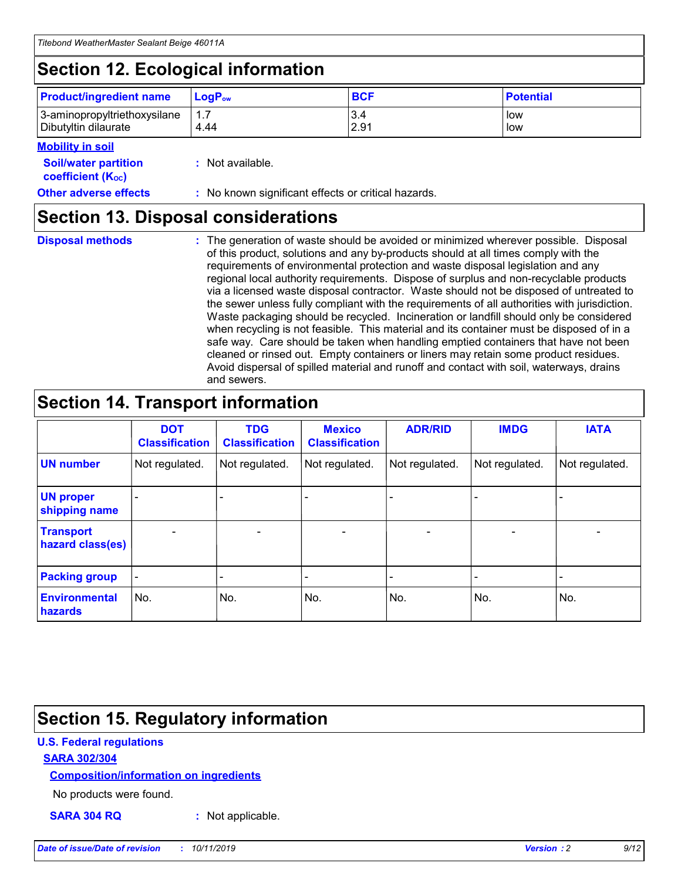# Section 12. Ecological information

| Product/ingredient name | $LogP_{ow}$ | BCF | Potential |
|---|---|---|---|
| 3-aminopropyltriethoxysilane | 1.7 | 3.4 | low |
| Dibutyltin dilaurate | 4.44 | 2.91 | low |

**Mobility in soil**

**Soil/water partition coefficient ($K_{OC}$)** : Not available.

**Other adverse effects** : No known significant effects or critical hazards.

# Section 13. Disposal considerations

**Disposal methods** : The generation of waste should be avoided or minimized wherever possible. Disposal of this product, solutions and any by-products should at all times comply with the requirements of environmental protection and waste disposal legislation and any regional local authority requirements. Dispose of surplus and non-recyclable products via a licensed waste disposal contractor. Waste should not be disposed of untreated to the sewer unless fully compliant with the requirements of all authorities with jurisdiction. Waste packaging should be recycled. Incineration or landfill should only be considered when recycling is not feasible. This material and its container must be disposed of in a safe way. Care should be taken when handling emptied containers that have not been cleaned or rinsed out. Empty containers or liners may retain some product residues. Avoid dispersal of spilled material and runoff and contact with soil, waterways, drains and sewers.

# Section 14. Transport information

| | DOT Classification | TDG Classification | Mexico Classification | ADR/RID | IMDG | IATA |
|---|---|---|---|---|---|---|
| UN number | Not regulated. | Not regulated. | Not regulated. | Not regulated. | Not regulated. | Not regulated. |
| UN proper shipping name | - | - | - | - | - | - |
| Transport hazard class(es) | - | - | - | - | - | - |
| Packing group | - | - | - | - | - | - |
| Environmental hazards | No. | No. | No. | No. | No. | No. |

# Section 15. Regulatory information

**U.S. Federal regulations**

**SARA 302/304**

**Composition/information on ingredients**

No products were found.

**SARA 304 RQ** : Not applicable.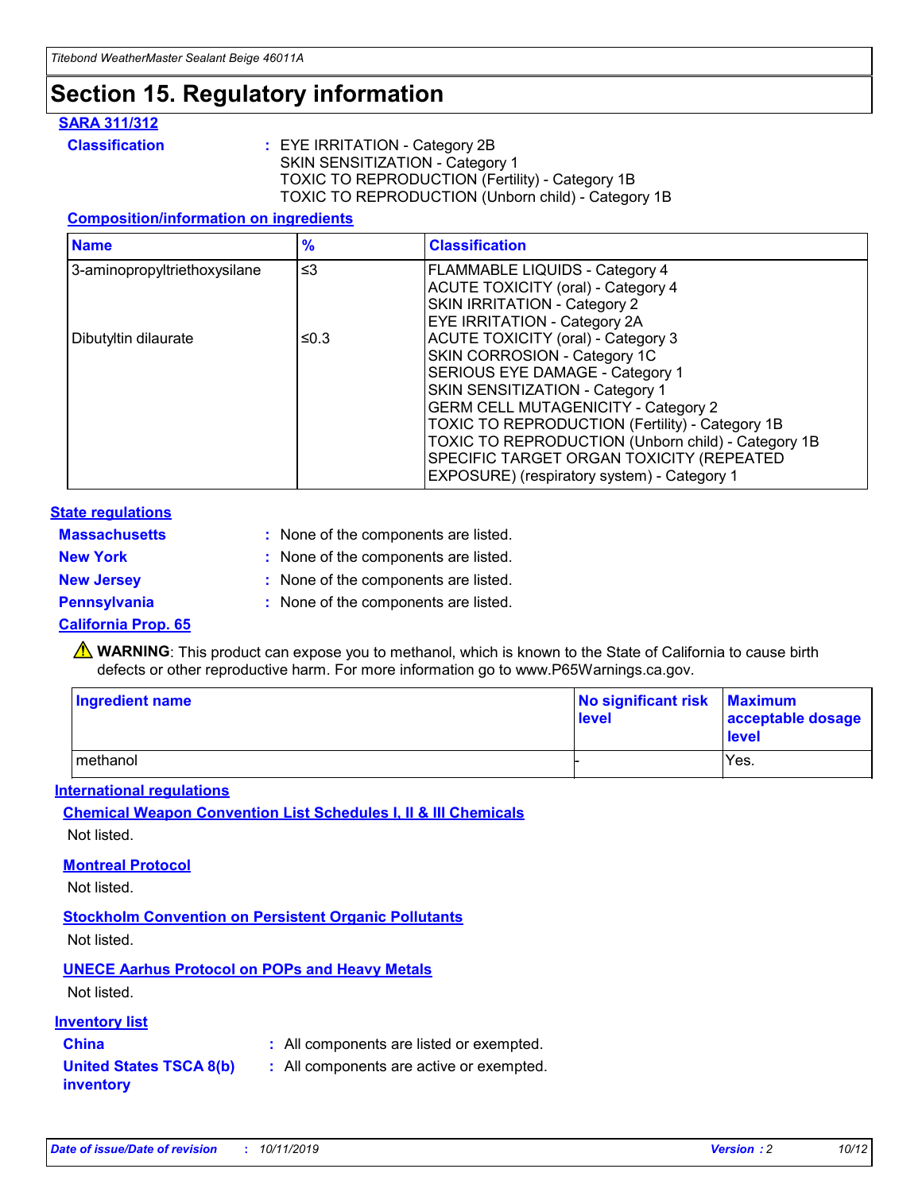# Section 15. Regulatory information

## SARA 311/312

**Classification** : EYE IRRITATION - Category 2B
SKIN SENSITIZATION - Category 1
TOXIC TO REPRODUCTION (Fertility) - Category 1B
TOXIC TO REPRODUCTION (Unborn child) - Category 1B

### Composition/information on ingredients

| Name | % | Classification |
| --- | --- | --- |
| 3-aminopropyltriethoxysilane | ≤3 | FLAMMABLE LIQUIDS - Category 4<br>ACUTE TOXICITY (oral) - Category 4<br>SKIN IRRITATION - Category 2<br>EYE IRRITATION - Category 2A |
| Dibutyltin dilaurate | ≤0.3 | ACUTE TOXICITY (oral) - Category 3<br>SKIN CORROSION - Category 1C<br>SERIOUS EYE DAMAGE - Category 1<br>SKIN SENSITIZATION - Category 1<br>GERM CELL MUTAGENICITY - Category 2<br>TOXIC TO REPRODUCTION (Fertility) - Category 1B<br>TOXIC TO REPRODUCTION (Unborn child) - Category 1B<br>SPECIFIC TARGET ORGAN TOXICITY (REPEATED EXPOSURE) (respiratory system) - Category 1 |

## State regulations

**Massachusetts** : None of the components are listed.

**New York** : None of the components are listed.

**New Jersey** : None of the components are listed.

**Pennsylvania** : None of the components are listed.

## California Prop. 65

⚠ **WARNING**: This product can expose you to methanol, which is known to the State of California to cause birth defects or other reproductive harm. For more information go to www.P65Warnings.ca.gov.

| Ingredient name | No significant risk level | Maximum acceptable dosage level |
| --- | --- | --- |
| methanol | - | Yes. |

## International regulations

### Chemical Weapon Convention List Schedules I, II & III Chemicals

Not listed.

### Montreal Protocol

Not listed.

### Stockholm Convention on Persistent Organic Pollutants

Not listed.

### UNECE Aarhus Protocol on POPs and Heavy Metals

Not listed.

## Inventory list

**China** : All components are listed or exempted.

**United States TSCA 8(b) inventory** : All components are active or exempted.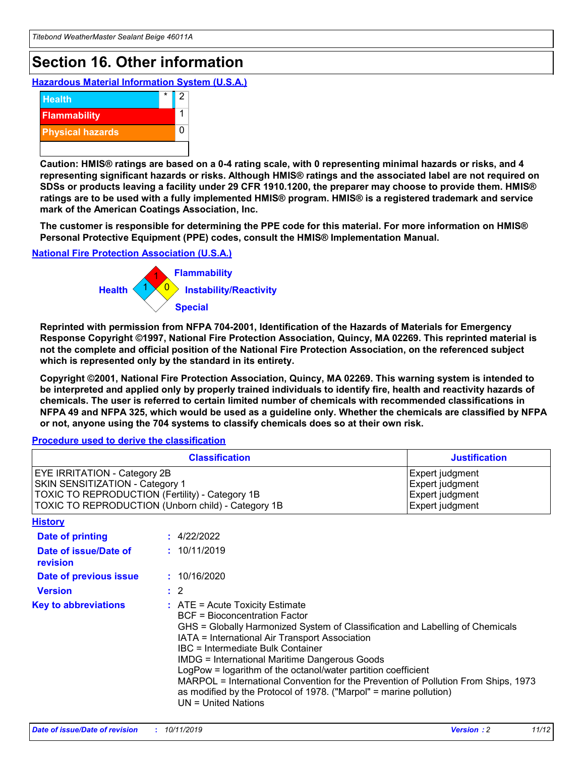# Section 16. Other information

### Hazardous Material Information System (U.S.A.)

| | | |
|---|---|---|
| Health | * | 2 |
| Flammability | | 1 |
| Physical hazards | | 0 |

**Caution: HMIS® ratings are based on a 0-4 rating scale, with 0 representing minimal hazards or risks, and 4 representing significant hazards or risks. Although HMIS® ratings and the associated label are not required on SDSs or products leaving a facility under 29 CFR 1910.1200, the preparer may choose to provide them. HMIS® ratings are to be used with a fully implemented HMIS® program. HMIS® is a registered trademark and service mark of the American Coatings Association, Inc.**

**The customer is responsible for determining the PPE code for this material. For more information on HMIS® Personal Protective Equipment (PPE) codes, consult the HMIS® Implementation Manual.**

### National Fire Protection Association (U.S.A.)

Health: 1
Flammability: 1
Instability/Reactivity: 0
Special:

**Reprinted with permission from NFPA 704-2001, Identification of the Hazards of Materials for Emergency Response Copyright ©1997, National Fire Protection Association, Quincy, MA 02269. This reprinted material is not the complete and official position of the National Fire Protection Association, on the referenced subject which is represented only by the standard in its entirety.**

**Copyright ©2001, National Fire Protection Association, Quincy, MA 02269. This warning system is intended to be interpreted and applied only by properly trained individuals to identify fire, health and reactivity hazards of chemicals. The user is referred to certain limited number of chemicals with recommended classifications in NFPA 49 and NFPA 325, which would be used as a guideline only. Whether the chemicals are classified by NFPA or not, anyone using the 704 systems to classify chemicals does so at their own risk.**

### Procedure used to derive the classification

| Classification | Justification |
|---|---|
| EYE IRRITATION - Category 2B | Expert judgment |
| SKIN SENSITIZATION - Category 1 | Expert judgment |
| TOXIC TO REPRODUCTION (Fertility) - Category 1B | Expert judgment |
| TOXIC TO REPRODUCTION (Unborn child) - Category 1B | Expert judgment |

### History

**Date of printing** : 4/22/2022

**Date of issue/Date of revision** : 10/11/2019

**Date of previous issue** : 10/16/2020

**Version** : 2

**Key to abbreviations** :
ATE = Acute Toxicity Estimate
BCF = Bioconcentration Factor
GHS = Globally Harmonized System of Classification and Labelling of Chemicals
IATA = International Air Transport Association
IBC = Intermediate Bulk Container
IMDG = International Maritime Dangerous Goods
LogPow = logarithm of the octanol/water partition coefficient
MARPOL = International Convention for the Prevention of Pollution From Ships, 1973 as modified by the Protocol of 1978. ("Marpol" = marine pollution)
UN = United Nations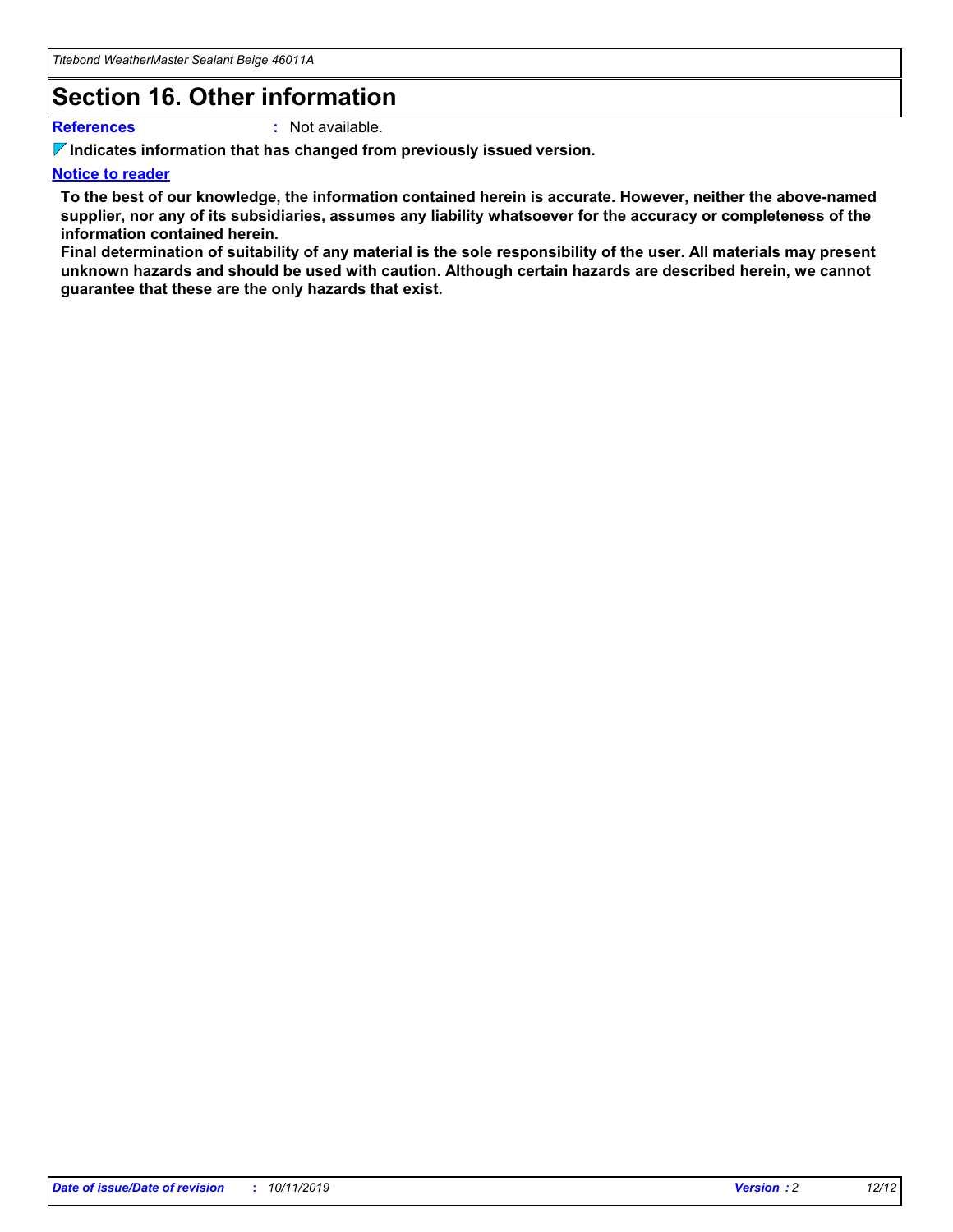# Section 16. Other information

**References** : Not available.

**Indicates information that has changed from previously issued version.**

**Notice to reader**

**To the best of our knowledge, the information contained herein is accurate. However, neither the above-named supplier, nor any of its subsidiaries, assumes any liability whatsoever for the accuracy or completeness of the information contained herein.**

**Final determination of suitability of any material is the sole responsibility of the user. All materials may present unknown hazards and should be used with caution. Although certain hazards are described herein, we cannot guarantee that these are the only hazards that exist.**